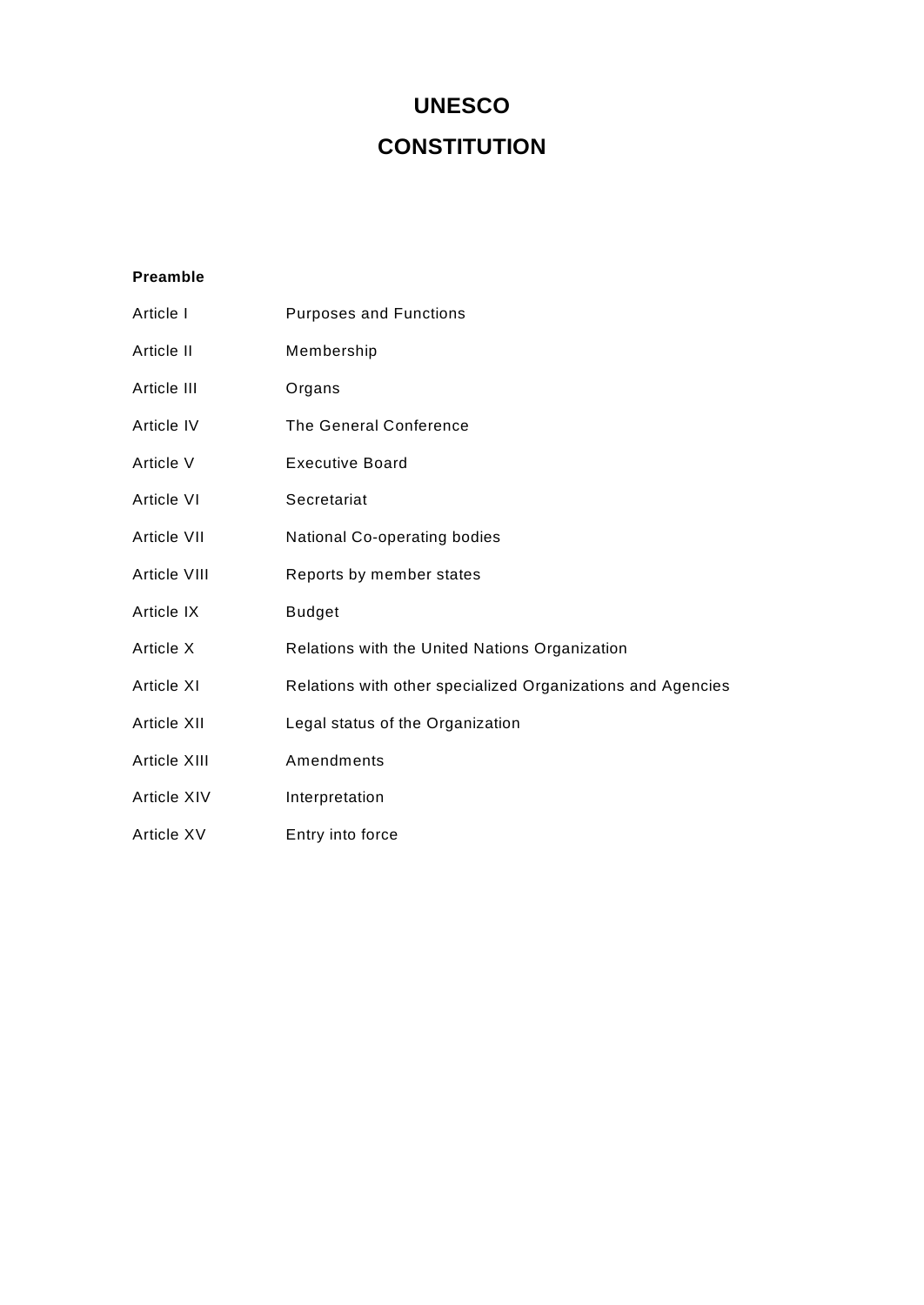# UNESCO

# CONSTITUTION

**Preamble**

| | |
|---|---|
| Article I | Purposes and Functions |
| Article II | Membership |
| Article III | Organs |
| Article IV | The General Conference |
| Article V | Executive Board |
| Article VI | Secretariat |
| Article VII | National Co-operating bodies |
| Article VIII | Reports by member states |
| Article IX | Budget |
| Article X | Relations with the United Nations Organization |
| Article XI | Relations with other specialized Organizations and Agencies |
| Article XII | Legal status of the Organization |
| Article XIII | Amendments |
| Article XIV | Interpretation |
| Article XV | Entry into force |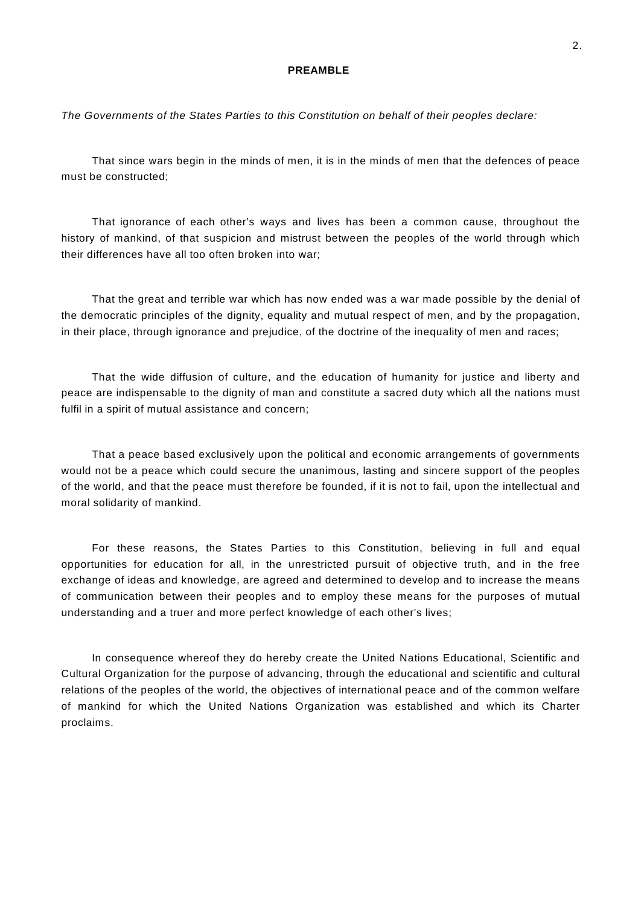## PREAMBLE

*The Governments of the States Parties to this Constitution on behalf of their peoples declare:*

That since wars begin in the minds of men, it is in the minds of men that the defences of peace must be constructed;

That ignorance of each other's ways and lives has been a common cause, throughout the history of mankind, of that suspicion and mistrust between the peoples of the world through which their differences have all too often broken into war;

That the great and terrible war which has now ended was a war made possible by the denial of the democratic principles of the dignity, equality and mutual respect of men, and by the propagation, in their place, through ignorance and prejudice, of the doctrine of the inequality of men and races;

That the wide diffusion of culture, and the education of humanity for justice and liberty and peace are indispensable to the dignity of man and constitute a sacred duty which all the nations must fulfil in a spirit of mutual assistance and concern;

That a peace based exclusively upon the political and economic arrangements of governments would not be a peace which could secure the unanimous, lasting and sincere support of the peoples of the world, and that the peace must therefore be founded, if it is not to fail, upon the intellectual and moral solidarity of mankind.

For these reasons, the States Parties to this Constitution, believing in full and equal opportunities for education for all, in the unrestricted pursuit of objective truth, and in the free exchange of ideas and knowledge, are agreed and determined to develop and to increase the means of communication between their peoples and to employ these means for the purposes of mutual understanding and a truer and more perfect knowledge of each other's lives;

In consequence whereof they do hereby create the United Nations Educational, Scientific and Cultural Organization for the purpose of advancing, through the educational and scientific and cultural relations of the peoples of the world, the objectives of international peace and of the common welfare of mankind for which the United Nations Organization was established and which its Charter proclaims.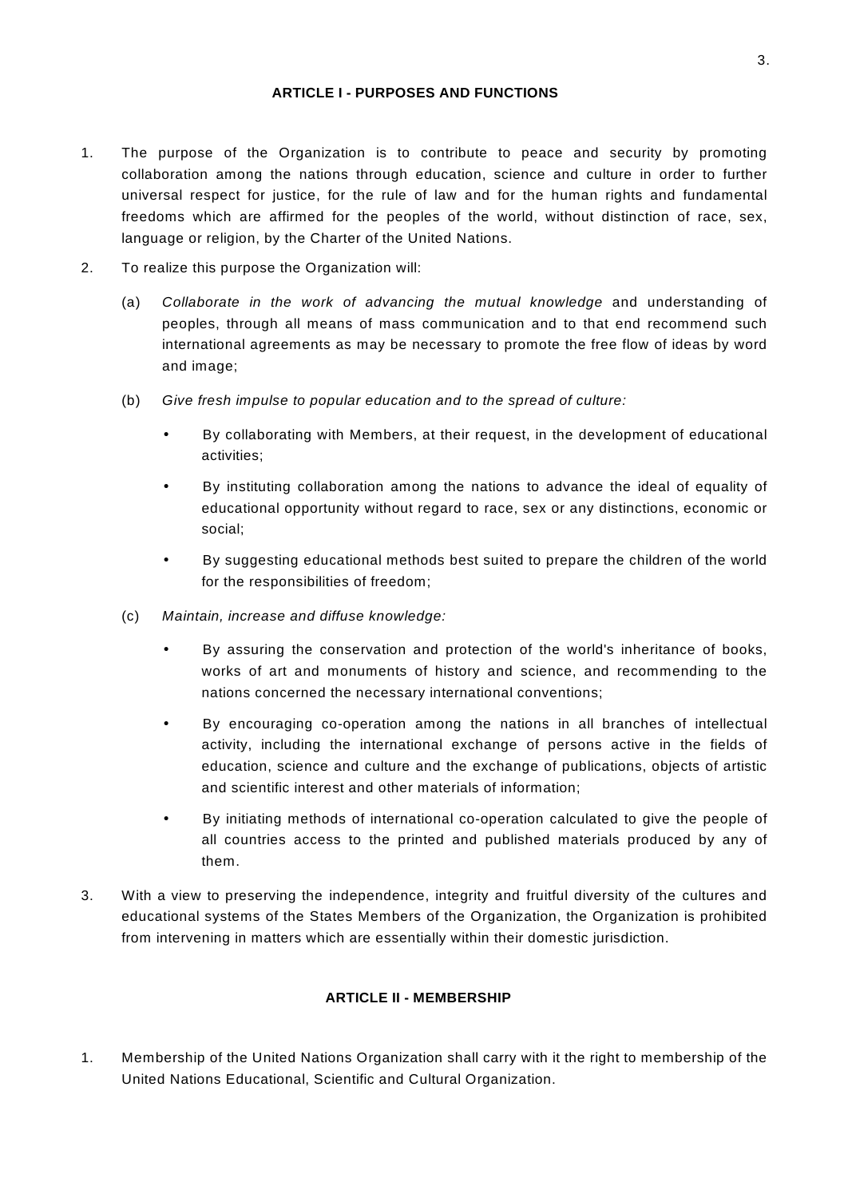## ARTICLE I - PURPOSES AND FUNCTIONS

1. The purpose of the Organization is to contribute to peace and security by promoting collaboration among the nations through education, science and culture in order to further universal respect for justice, for the rule of law and for the human rights and fundamental freedoms which are affirmed for the peoples of the world, without distinction of race, sex, language or religion, by the Charter of the United Nations.

2. To realize this purpose the Organization will:

   (a) *Collaborate in the work of advancing the mutual knowledge* and understanding of peoples, through all means of mass communication and to that end recommend such international agreements as may be necessary to promote the free flow of ideas by word and image;

   (b) *Give fresh impulse to popular education and to the spread of culture:*

   - By collaborating with Members, at their request, in the development of educational activities;
   - By instituting collaboration among the nations to advance the ideal of equality of educational opportunity without regard to race, sex or any distinctions, economic or social;
   - By suggesting educational methods best suited to prepare the children of the world for the responsibilities of freedom;

   (c) *Maintain, increase and diffuse knowledge:*

   - By assuring the conservation and protection of the world's inheritance of books, works of art and monuments of history and science, and recommending to the nations concerned the necessary international conventions;
   - By encouraging co-operation among the nations in all branches of intellectual activity, including the international exchange of persons active in the fields of education, science and culture and the exchange of publications, objects of artistic and scientific interest and other materials of information;
   - By initiating methods of international co-operation calculated to give the people of all countries access to the printed and published materials produced by any of them.

3. With a view to preserving the independence, integrity and fruitful diversity of the cultures and educational systems of the States Members of the Organization, the Organization is prohibited from intervening in matters which are essentially within their domestic jurisdiction.

## ARTICLE II - MEMBERSHIP

1. Membership of the United Nations Organization shall carry with it the right to membership of the United Nations Educational, Scientific and Cultural Organization.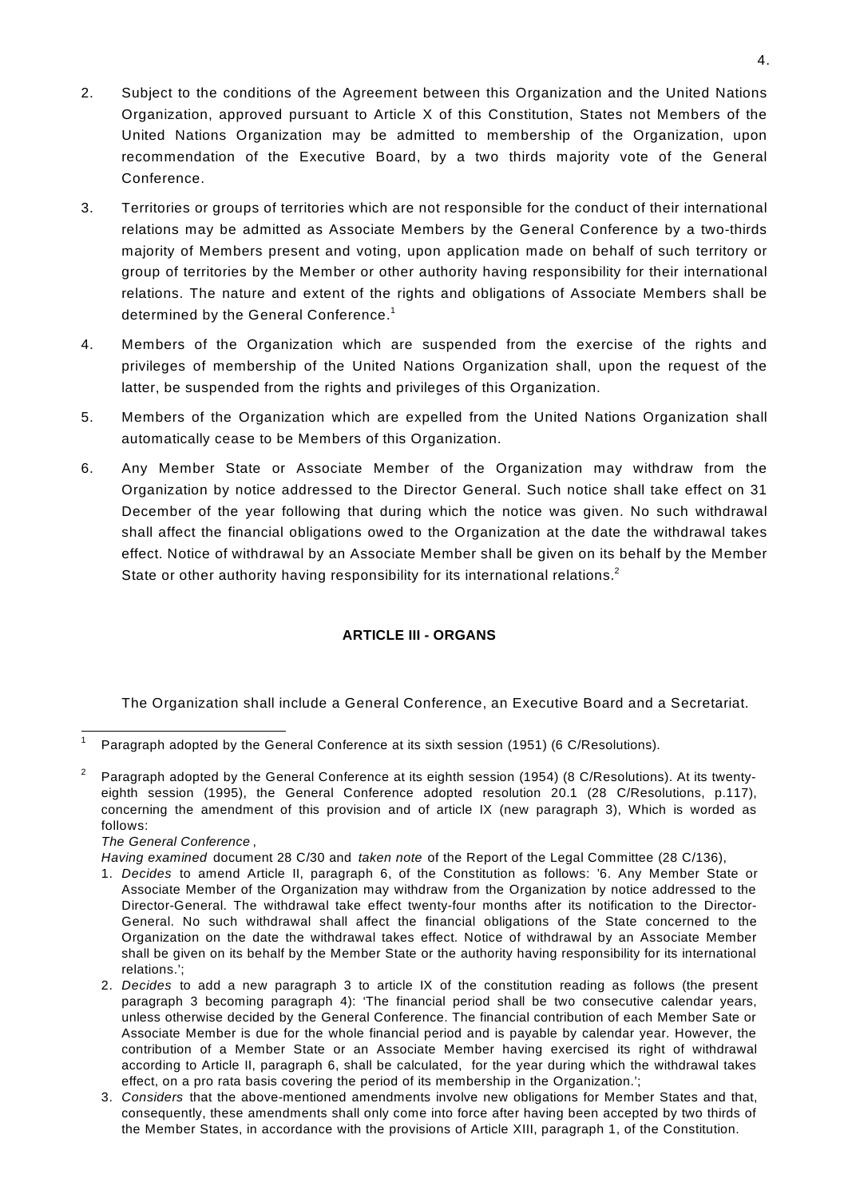2. Subject to the conditions of the Agreement between this Organization and the United Nations Organization, approved pursuant to Article X of this Constitution, States not Members of the United Nations Organization may be admitted to membership of the Organization, upon recommendation of the Executive Board, by a two thirds majority vote of the General Conference.

3. Territories or groups of territories which are not responsible for the conduct of their international relations may be admitted as Associate Members by the General Conference by a two-thirds majority of Members present and voting, upon application made on behalf of such territory or group of territories by the Member or other authority having responsibility for their international relations. The nature and extent of the rights and obligations of Associate Members shall be determined by the General Conference.[1]

4. Members of the Organization which are suspended from the exercise of the rights and privileges of membership of the United Nations Organization shall, upon the request of the latter, be suspended from the rights and privileges of this Organization.

5. Members of the Organization which are expelled from the United Nations Organization shall automatically cease to be Members of this Organization.

6. Any Member State or Associate Member of the Organization may withdraw from the Organization by notice addressed to the Director General. Such notice shall take effect on 31 December of the year following that during which the notice was given. No such withdrawal shall affect the financial obligations owed to the Organization at the date the withdrawal takes effect. Notice of withdrawal by an Associate Member shall be given on its behalf by the Member State or other authority having responsibility for its international relations.[2]

## ARTICLE III - ORGANS

The Organization shall include a General Conference, an Executive Board and a Secretariat.

---

[1] Paragraph adopted by the General Conference at its sixth session (1951) (6 C/Resolutions).

[2] Paragraph adopted by the General Conference at its eighth session (1954) (8 C/Resolutions). At its twenty-eighth session (1995), the General Conference adopted resolution 20.1 (28 C/Resolutions, p.117), concerning the amendment of this provision and of article IX (new paragraph 3), Which is worded as follows:

*The General Conference*,

*Having examined* document 28 C/30 and *taken note* of the Report of the Legal Committee (28 C/136),

1. *Decides* to amend Article II, paragraph 6, of the Constitution as follows: '6. Any Member State or Associate Member of the Organization may withdraw from the Organization by notice addressed to the Director-General. The withdrawal take effect twenty-four months after its notification to the Director-General. No such withdrawal shall affect the financial obligations of the State concerned to the Organization on the date the withdrawal takes effect. Notice of withdrawal by an Associate Member shall be given on its behalf by the Member State or the authority having responsibility for its international relations.';
2. *Decides* to add a new paragraph 3 to article IX of the constitution reading as follows (the present paragraph 3 becoming paragraph 4): 'The financial period shall be two consecutive calendar years, unless otherwise decided by the General Conference. The financial contribution of each Member Sate or Associate Member is due for the whole financial period and is payable by calendar year. However, the contribution of a Member State or an Associate Member having exercised its right of withdrawal according to Article II, paragraph 6, shall be calculated, for the year during which the withdrawal takes effect, on a pro rata basis covering the period of its membership in the Organization.';
3. *Considers* that the above-mentioned amendments involve new obligations for Member States and that, consequently, these amendments shall only come into force after having been accepted by two thirds of the Member States, in accordance with the provisions of Article XIII, paragraph 1, of the Constitution.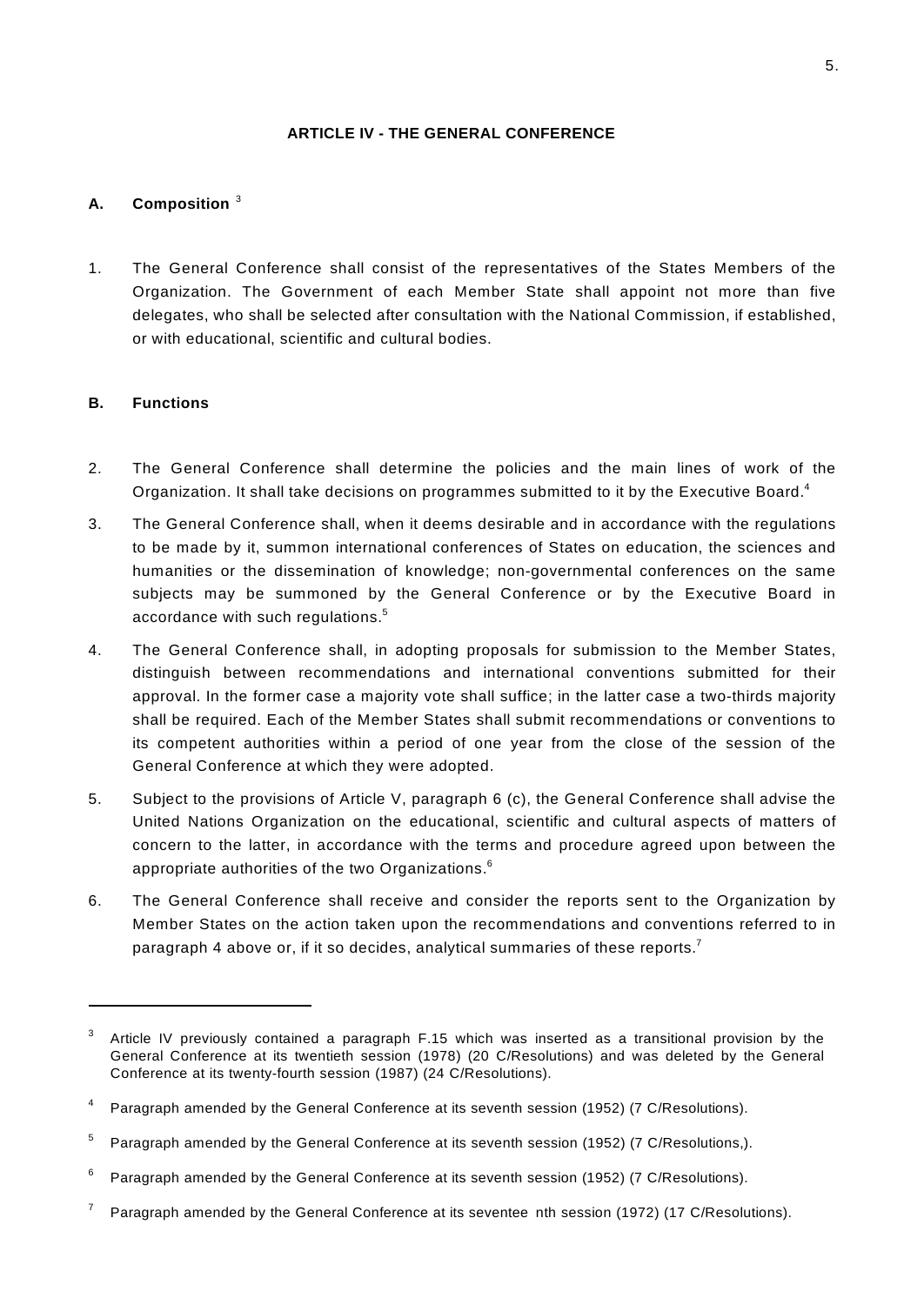## ARTICLE IV - THE GENERAL CONFERENCE

### A. Composition [3]

1. The General Conference shall consist of the representatives of the States Members of the Organization. The Government of each Member State shall appoint not more than five delegates, who shall be selected after consultation with the National Commission, if established, or with educational, scientific and cultural bodies.

### B. Functions

2. The General Conference shall determine the policies and the main lines of work of the Organization. It shall take decisions on programmes submitted to it by the Executive Board.[4]

3. The General Conference shall, when it deems desirable and in accordance with the regulations to be made by it, summon international conferences of States on education, the sciences and humanities or the dissemination of knowledge; non-governmental conferences on the same subjects may be summoned by the General Conference or by the Executive Board in accordance with such regulations.[5]

4. The General Conference shall, in adopting proposals for submission to the Member States, distinguish between recommendations and international conventions submitted for their approval. In the former case a majority vote shall suffice; in the latter case a two-thirds majority shall be required. Each of the Member States shall submit recommendations or conventions to its competent authorities within a period of one year from the close of the session of the General Conference at which they were adopted.

5. Subject to the provisions of Article V, paragraph 6 (c), the General Conference shall advise the United Nations Organization on the educational, scientific and cultural aspects of matters of concern to the latter, in accordance with the terms and procedure agreed upon between the appropriate authorities of the two Organizations.[6]

6. The General Conference shall receive and consider the reports sent to the Organization by Member States on the action taken upon the recommendations and conventions referred to in paragraph 4 above or, if it so decides, analytical summaries of these reports.[7]

---

[3] Article IV previously contained a paragraph F.15 which was inserted as a transitional provision by the General Conference at its twentieth session (1978) (20 C/Resolutions) and was deleted by the General Conference at its twenty-fourth session (1987) (24 C/Resolutions).

[4] Paragraph amended by the General Conference at its seventh session (1952) (7 C/Resolutions).

[5] Paragraph amended by the General Conference at its seventh session (1952) (7 C/Resolutions,).

[6] Paragraph amended by the General Conference at its seventh session (1952) (7 C/Resolutions).

[7] Paragraph amended by the General Conference at its seventeenth session (1972) (17 C/Resolutions).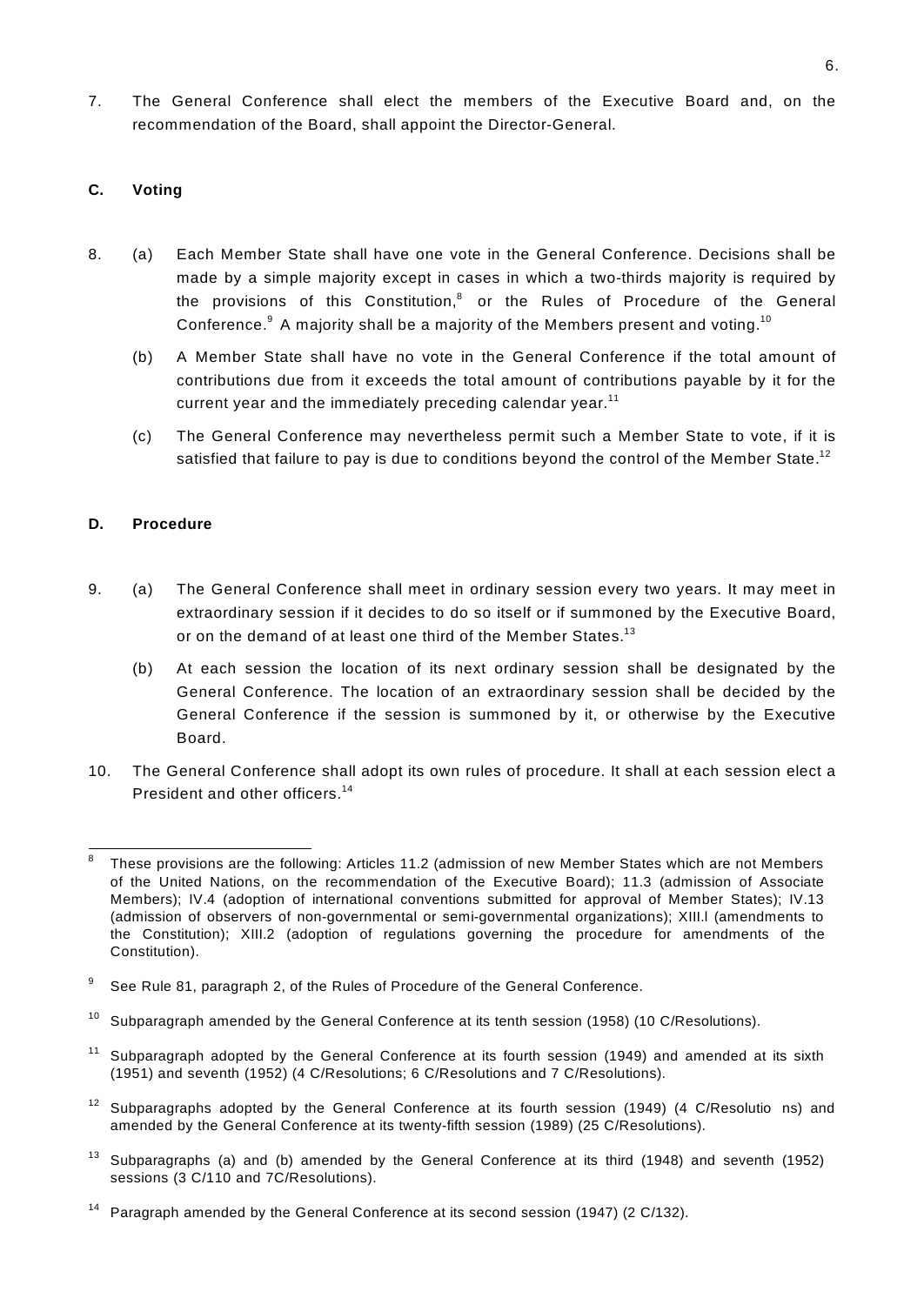7. The General Conference shall elect the members of the Executive Board and, on the recommendation of the Board, shall appoint the Director-General.

### C. Voting

8. (a) Each Member State shall have one vote in the General Conference. Decisions shall be made by a simple majority except in cases in which a two-thirds majority is required by the provisions of this Constitution,[8] or the Rules of Procedure of the General Conference.[9] A majority shall be a majority of the Members present and voting.[10]

   (b) A Member State shall have no vote in the General Conference if the total amount of contributions due from it exceeds the total amount of contributions payable by it for the current year and the immediately preceding calendar year.[11]

   (c) The General Conference may nevertheless permit such a Member State to vote, if it is satisfied that failure to pay is due to conditions beyond the control of the Member State.[12]

### D. Procedure

9. (a) The General Conference shall meet in ordinary session every two years. It may meet in extraordinary session if it decides to do so itself or if summoned by the Executive Board, or on the demand of at least one third of the Member States.[13]

   (b) At each session the location of its next ordinary session shall be designated by the General Conference. The location of an extraordinary session shall be decided by the General Conference if the session is summoned by it, or otherwise by the Executive Board.

10. The General Conference shall adopt its own rules of procedure. It shall at each session elect a President and other officers.[14]

---

[8] These provisions are the following: Articles 11.2 (admission of new Member States which are not Members of the United Nations, on the recommendation of the Executive Board); 11.3 (admission of Associate Members); IV.4 (adoption of international conventions submitted for approval of Member States); IV.13 (admission of observers of non-governmental or semi-governmental organizations); XIII.l (amendments to the Constitution); XIII.2 (adoption of regulations governing the procedure for amendments of the Constitution).

[9] See Rule 81, paragraph 2, of the Rules of Procedure of the General Conference.

[10] Subparagraph amended by the General Conference at its tenth session (1958) (10 C/Resolutions).

[11] Subparagraph adopted by the General Conference at its fourth session (1949) and amended at its sixth (1951) and seventh (1952) (4 C/Resolutions; 6 C/Resolutions and 7 C/Resolutions).

[12] Subparagraphs adopted by the General Conference at its fourth session (1949) (4 C/Resolutio ns) and amended by the General Conference at its twenty-fifth session (1989) (25 C/Resolutions).

[13] Subparagraphs (a) and (b) amended by the General Conference at its third (1948) and seventh (1952) sessions (3 C/110 and 7C/Resolutions).

[14] Paragraph amended by the General Conference at its second session (1947) (2 C/132).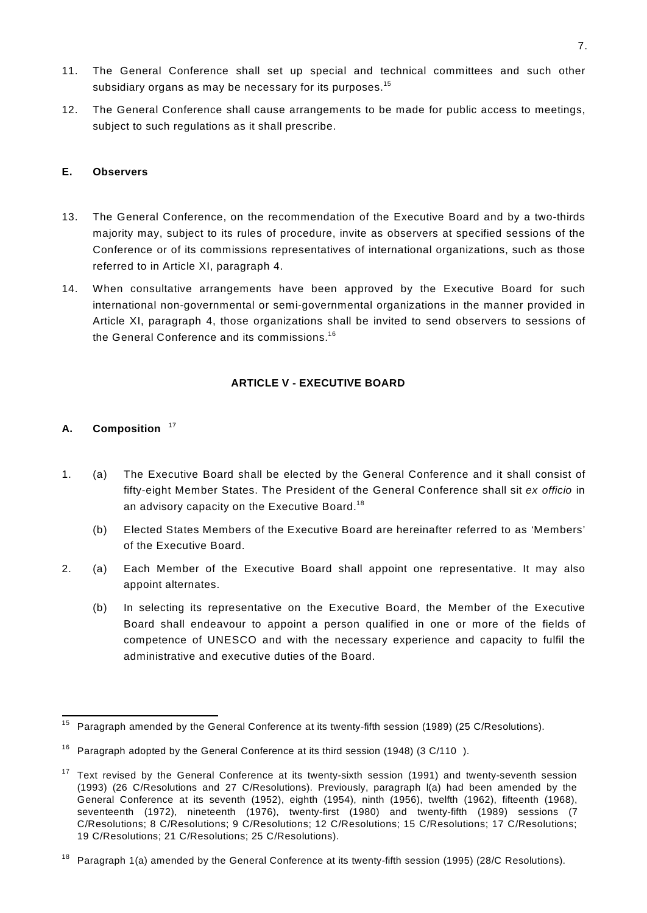11. The General Conference shall set up special and technical committees and such other subsidiary organs as may be necessary for its purposes.[15]

12. The General Conference shall cause arrangements to be made for public access to meetings, subject to such regulations as it shall prescribe.

#### E. Observers

13. The General Conference, on the recommendation of the Executive Board and by a two-thirds majority may, subject to its rules of procedure, invite as observers at specified sessions of the Conference or of its commissions representatives of international organizations, such as those referred to in Article XI, paragraph 4.

14. When consultative arrangements have been approved by the Executive Board for such international non-governmental or semi-governmental organizations in the manner provided in Article XI, paragraph 4, those organizations shall be invited to send observers to sessions of the General Conference and its commissions.[16]

### ARTICLE V - EXECUTIVE BOARD

#### A. Composition [17]

1. (a) The Executive Board shall be elected by the General Conference and it shall consist of fifty-eight Member States. The President of the General Conference shall sit *ex officio* in an advisory capacity on the Executive Board.[18]

   (b) Elected States Members of the Executive Board are hereinafter referred to as 'Members' of the Executive Board.

2. (a) Each Member of the Executive Board shall appoint one representative. It may also appoint alternates.

   (b) In selecting its representative on the Executive Board, the Member of the Executive Board shall endeavour to appoint a person qualified in one or more of the fields of competence of UNESCO and with the necessary experience and capacity to fulfil the administrative and executive duties of the Board.

---

[15] Paragraph amended by the General Conference at its twenty-fifth session (1989) (25 C/Resolutions).

[16] Paragraph adopted by the General Conference at its third session (1948) (3 C/110 ).

[17] Text revised by the General Conference at its twenty-sixth session (1991) and twenty-seventh session (1993) (26 C/Resolutions and 27 C/Resolutions). Previously, paragraph l(a) had been amended by the General Conference at its seventh (1952), eighth (1954), ninth (1956), twelfth (1962), fifteenth (1968), seventeenth (1972), nineteenth (1976), twenty-first (1980) and twenty-fifth (1989) sessions (7 C/Resolutions; 8 C/Resolutions; 9 C/Resolutions; 12 C/Resolutions; 15 C/Resolutions; 17 C/Resolutions; 19 C/Resolutions; 21 C/Resolutions; 25 C/Resolutions).

[18] Paragraph 1(a) amended by the General Conference at its twenty-fifth session (1995) (28/C Resolutions).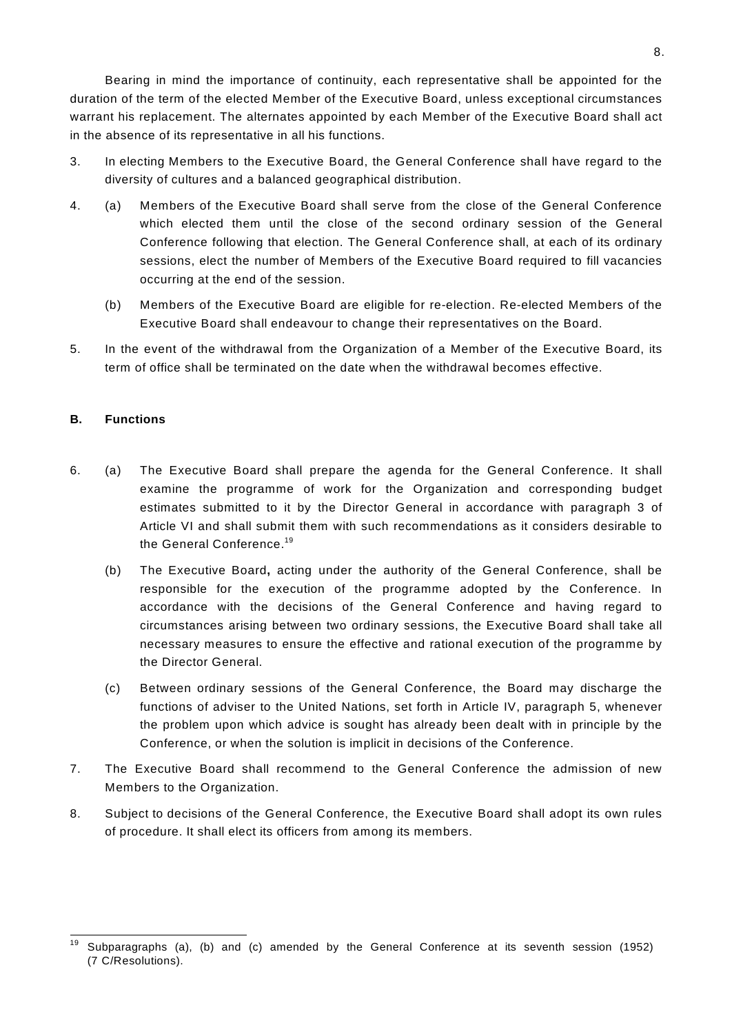Bearing in mind the importance of continuity, each representative shall be appointed for the duration of the term of the elected Member of the Executive Board, unless exceptional circumstances warrant his replacement. The alternates appointed by each Member of the Executive Board shall act in the absence of its representative in all his functions.

3. In electing Members to the Executive Board, the General Conference shall have regard to the diversity of cultures and a balanced geographical distribution.

4. (a) Members of the Executive Board shall serve from the close of the General Conference which elected them until the close of the second ordinary session of the General Conference following that election. The General Conference shall, at each of its ordinary sessions, elect the number of Members of the Executive Board required to fill vacancies occurring at the end of the session.

   (b) Members of the Executive Board are eligible for re-election. Re-elected Members of the Executive Board shall endeavour to change their representatives on the Board.

5. In the event of the withdrawal from the Organization of a Member of the Executive Board, its term of office shall be terminated on the date when the withdrawal becomes effective.

**B. Functions**

6. (a) The Executive Board shall prepare the agenda for the General Conference. It shall examine the programme of work for the Organization and corresponding budget estimates submitted to it by the Director General in accordance with paragraph 3 of Article VI and shall submit them with such recommendations as it considers desirable to the General Conference.[19]

   (b) The Executive Board**,** acting under the authority of the General Conference, shall be responsible for the execution of the programme adopted by the Conference. In accordance with the decisions of the General Conference and having regard to circumstances arising between two ordinary sessions, the Executive Board shall take all necessary measures to ensure the effective and rational execution of the programme by the Director General.

   (c) Between ordinary sessions of the General Conference, the Board may discharge the functions of adviser to the United Nations, set forth in Article IV, paragraph 5, whenever the problem upon which advice is sought has already been dealt with in principle by the Conference, or when the solution is implicit in decisions of the Conference.

7. The Executive Board shall recommend to the General Conference the admission of new Members to the Organization.

8. Subject to decisions of the General Conference, the Executive Board shall adopt its own rules of procedure. It shall elect its officers from among its members.

---

[19] Subparagraphs (a), (b) and (c) amended by the General Conference at its seventh session (1952) (7 C/Resolutions).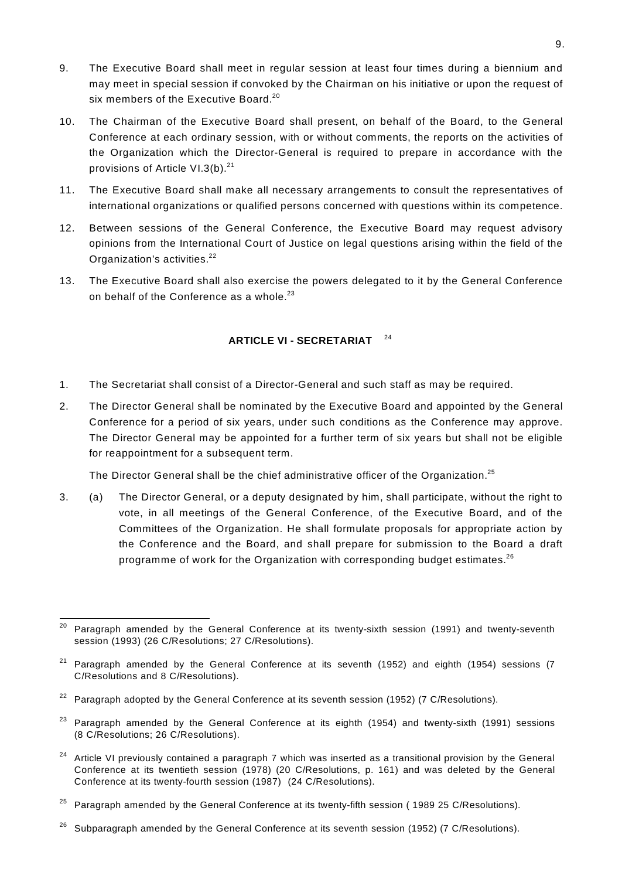9. The Executive Board shall meet in regular session at least four times during a biennium and may meet in special session if convoked by the Chairman on his initiative or upon the request of six members of the Executive Board.[20]

10. The Chairman of the Executive Board shall present, on behalf of the Board, to the General Conference at each ordinary session, with or without comments, the reports on the activities of the Organization which the Director-General is required to prepare in accordance with the provisions of Article VI.3(b).[21]

11. The Executive Board shall make all necessary arrangements to consult the representatives of international organizations or qualified persons concerned with questions within its competence.

12. Between sessions of the General Conference, the Executive Board may request advisory opinions from the International Court of Justice on legal questions arising within the field of the Organization's activities.[22]

13. The Executive Board shall also exercise the powers delegated to it by the General Conference on behalf of the Conference as a whole.[23]

## ARTICLE VI - SECRETARIAT [24]

1. The Secretariat shall consist of a Director-General and such staff as may be required.

2. The Director General shall be nominated by the Executive Board and appointed by the General Conference for a period of six years, under such conditions as the Conference may approve. The Director General may be appointed for a further term of six years but shall not be eligible for reappointment for a subsequent term.

   The Director General shall be the chief administrative officer of the Organization.[25]

3. (a) The Director General, or a deputy designated by him, shall participate, without the right to vote, in all meetings of the General Conference, of the Executive Board, and of the Committees of the Organization. He shall formulate proposals for appropriate action by the Conference and the Board, and shall prepare for submission to the Board a draft programme of work for the Organization with corresponding budget estimates.[26]

---

[20] Paragraph amended by the General Conference at its twenty-sixth session (1991) and twenty-seventh session (1993) (26 C/Resolutions; 27 C/Resolutions).

[21] Paragraph amended by the General Conference at its seventh (1952) and eighth (1954) sessions (7 C/Resolutions and 8 C/Resolutions).

[22] Paragraph adopted by the General Conference at its seventh session (1952) (7 C/Resolutions).

[23] Paragraph amended by the General Conference at its eighth (1954) and twenty-sixth (1991) sessions (8 C/Resolutions; 26 C/Resolutions).

[24] Article VI previously contained a paragraph 7 which was inserted as a transitional provision by the General Conference at its twentieth session (1978) (20 C/Resolutions, p. 161) and was deleted by the General Conference at its twenty-fourth session (1987) (24 C/Resolutions).

[25] Paragraph amended by the General Conference at its twenty-fifth session ( 1989 25 C/Resolutions).

[26] Subparagraph amended by the General Conference at its seventh session (1952) (7 C/Resolutions).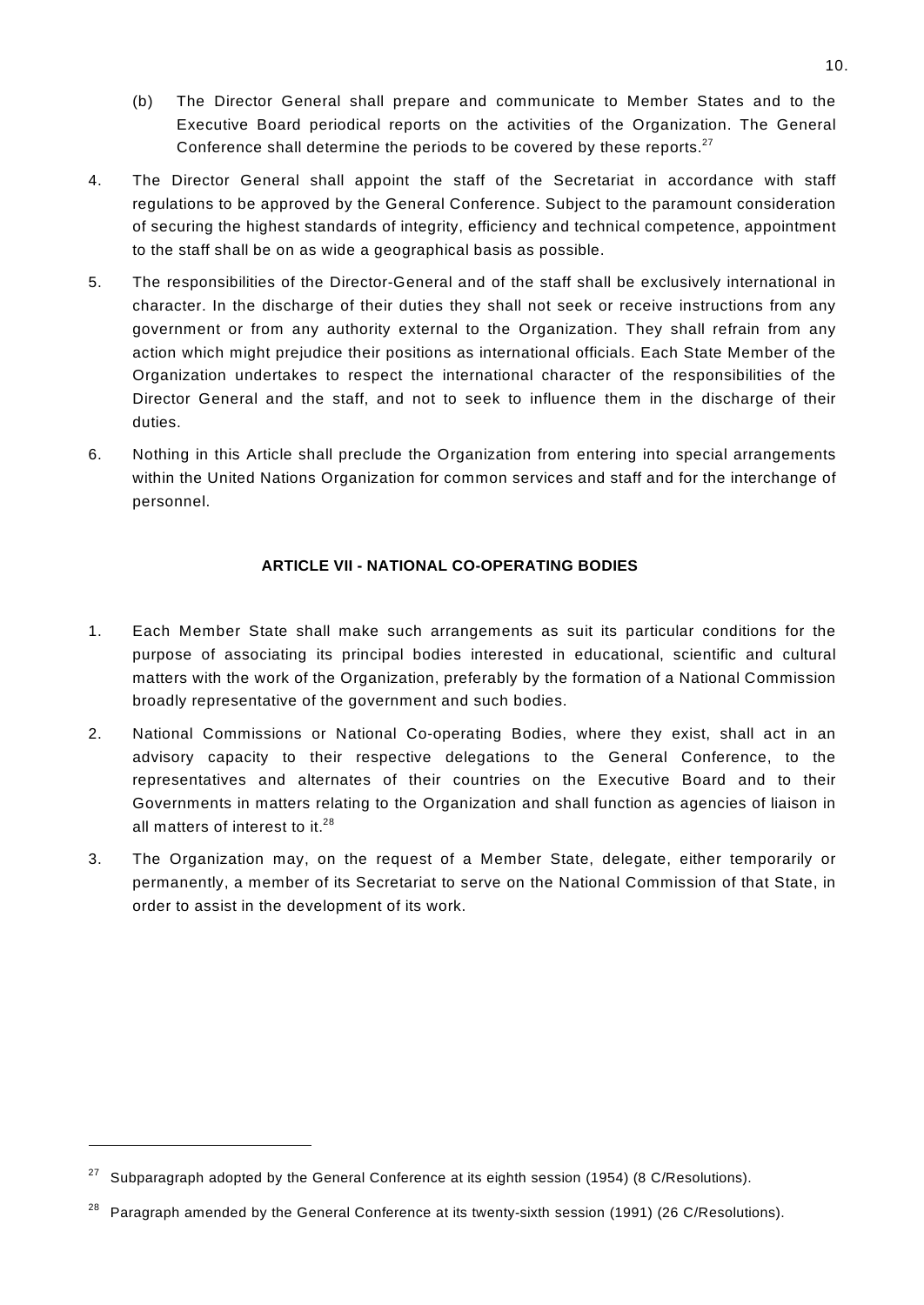(b) The Director General shall prepare and communicate to Member States and to the Executive Board periodical reports on the activities of the Organization. The General Conference shall determine the periods to be covered by these reports.[27]

4. The Director General shall appoint the staff of the Secretariat in accordance with staff regulations to be approved by the General Conference. Subject to the paramount consideration of securing the highest standards of integrity, efficiency and technical competence, appointment to the staff shall be on as wide a geographical basis as possible.

5. The responsibilities of the Director-General and of the staff shall be exclusively international in character. In the discharge of their duties they shall not seek or receive instructions from any government or from any authority external to the Organization. They shall refrain from any action which might prejudice their positions as international officials. Each State Member of the Organization undertakes to respect the international character of the responsibilities of the Director General and the staff, and not to seek to influence them in the discharge of their duties.

6. Nothing in this Article shall preclude the Organization from entering into special arrangements within the United Nations Organization for common services and staff and for the interchange of personnel.

### ARTICLE VII - NATIONAL CO-OPERATING BODIES

1. Each Member State shall make such arrangements as suit its particular conditions for the purpose of associating its principal bodies interested in educational, scientific and cultural matters with the work of the Organization, preferably by the formation of a National Commission broadly representative of the government and such bodies.

2. National Commissions or National Co-operating Bodies, where they exist, shall act in an advisory capacity to their respective delegations to the General Conference, to the representatives and alternates of their countries on the Executive Board and to their Governments in matters relating to the Organization and shall function as agencies of liaison in all matters of interest to it.[28]

3. The Organization may, on the request of a Member State, delegate, either temporarily or permanently, a member of its Secretariat to serve on the National Commission of that State, in order to assist in the development of its work.

---

[27] Subparagraph adopted by the General Conference at its eighth session (1954) (8 C/Resolutions).

[28] Paragraph amended by the General Conference at its twenty-sixth session (1991) (26 C/Resolutions).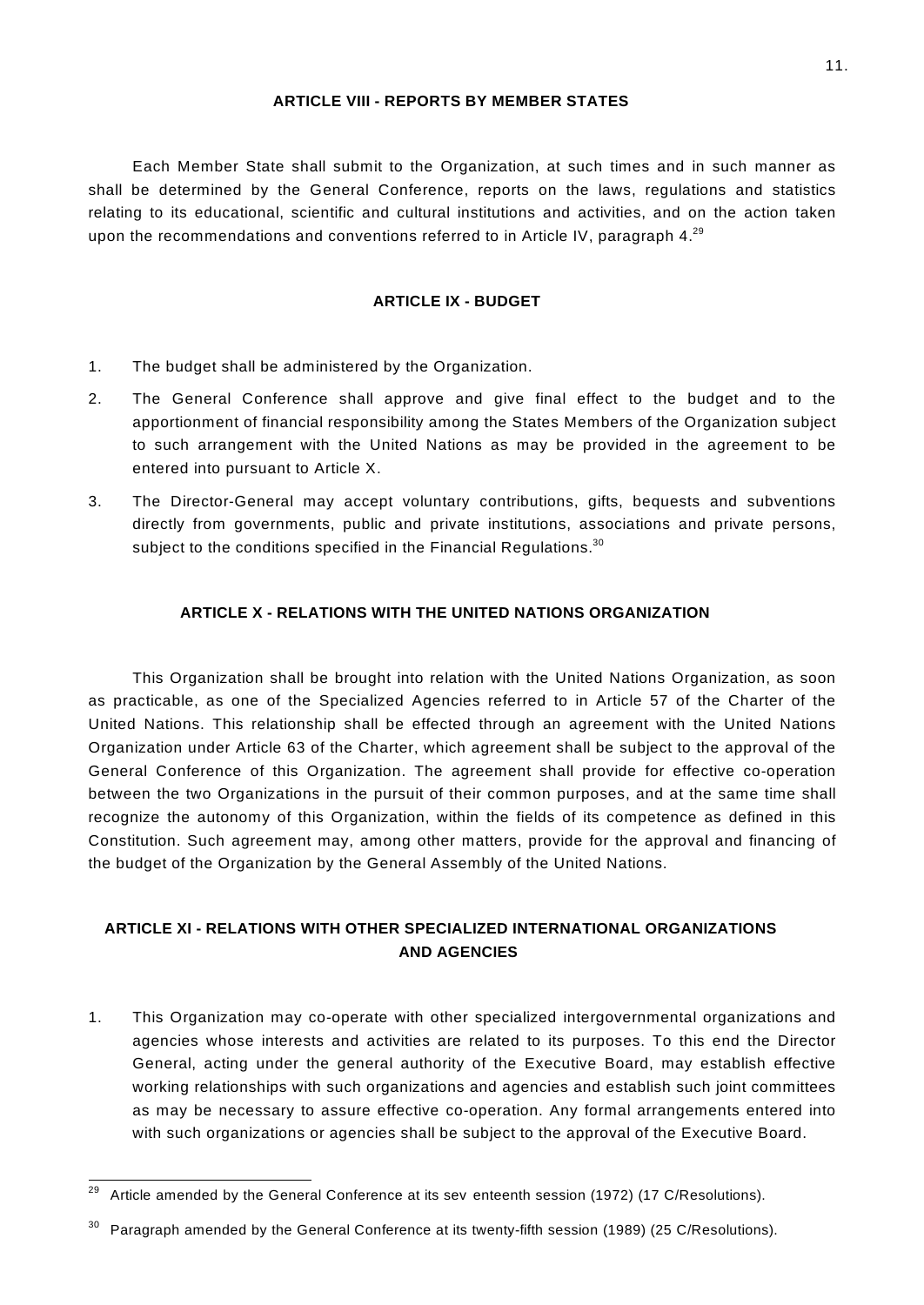## ARTICLE VIII - REPORTS BY MEMBER STATES

Each Member State shall submit to the Organization, at such times and in such manner as shall be determined by the General Conference, reports on the laws, regulations and statistics relating to its educational, scientific and cultural institutions and activities, and on the action taken upon the recommendations and conventions referred to in Article IV, paragraph 4.[29]

## ARTICLE IX - BUDGET

1. The budget shall be administered by the Organization.
2. The General Conference shall approve and give final effect to the budget and to the apportionment of financial responsibility among the States Members of the Organization subject to such arrangement with the United Nations as may be provided in the agreement to be entered into pursuant to Article X.
3. The Director-General may accept voluntary contributions, gifts, bequests and subventions directly from governments, public and private institutions, associations and private persons, subject to the conditions specified in the Financial Regulations.[30]

## ARTICLE X - RELATIONS WITH THE UNITED NATIONS ORGANIZATION

This Organization shall be brought into relation with the United Nations Organization, as soon as practicable, as one of the Specialized Agencies referred to in Article 57 of the Charter of the United Nations. This relationship shall be effected through an agreement with the United Nations Organization under Article 63 of the Charter, which agreement shall be subject to the approval of the General Conference of this Organization. The agreement shall provide for effective co-operation between the two Organizations in the pursuit of their common purposes, and at the same time shall recognize the autonomy of this Organization, within the fields of its competence as defined in this Constitution. Such agreement may, among other matters, provide for the approval and financing of the budget of the Organization by the General Assembly of the United Nations.

## ARTICLE XI - RELATIONS WITH OTHER SPECIALIZED INTERNATIONAL ORGANIZATIONS AND AGENCIES

1. This Organization may co-operate with other specialized intergovernmental organizations and agencies whose interests and activities are related to its purposes. To this end the Director General, acting under the general authority of the Executive Board, may establish effective working relationships with such organizations and agencies and establish such joint committees as may be necessary to assure effective co-operation. Any formal arrangements entered into with such organizations or agencies shall be subject to the approval of the Executive Board.

---

[29] Article amended by the General Conference at its seventeenth session (1972) (17 C/Resolutions).

[30] Paragraph amended by the General Conference at its twenty-fifth session (1989) (25 C/Resolutions).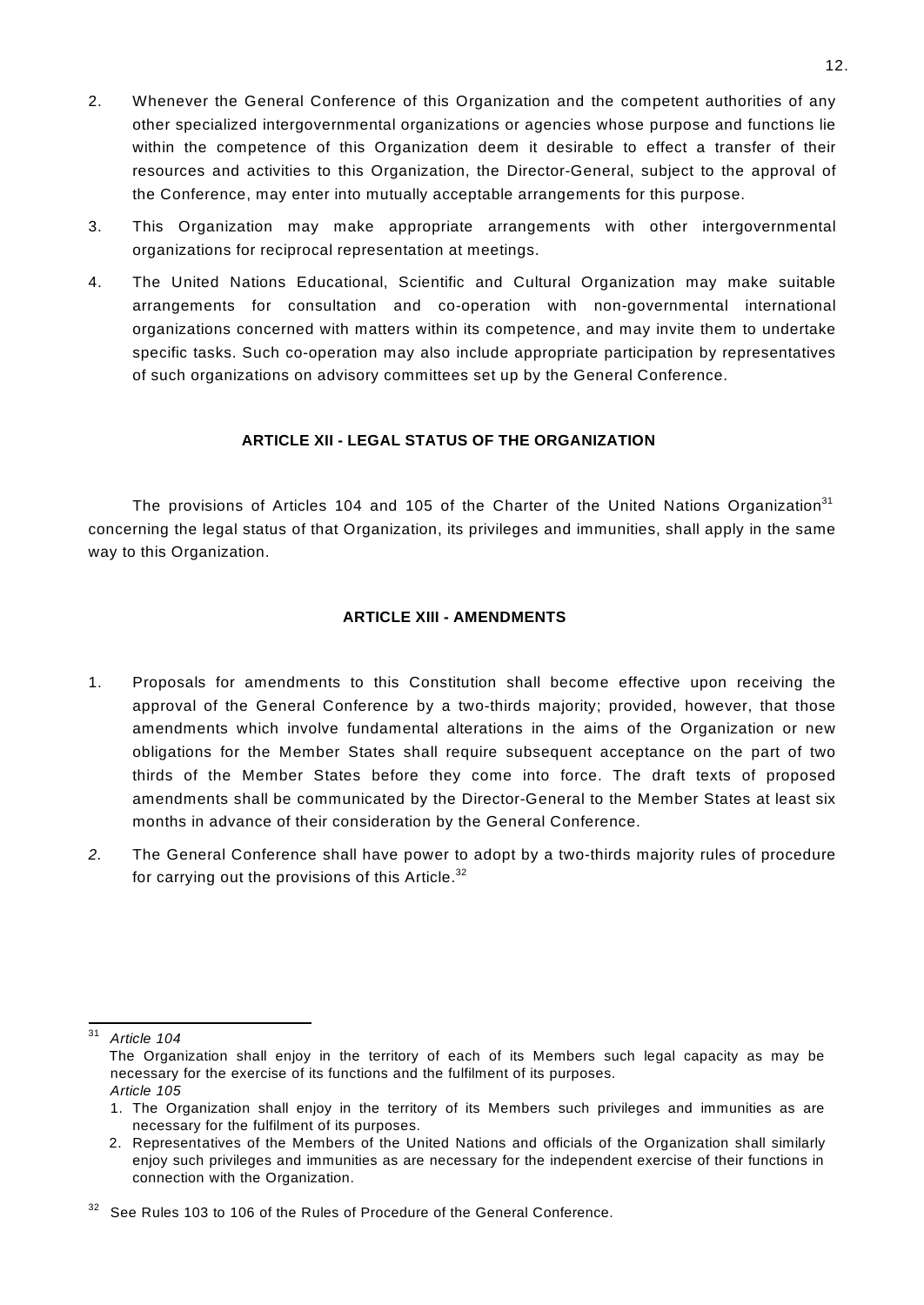2. Whenever the General Conference of this Organization and the competent authorities of any other specialized intergovernmental organizations or agencies whose purpose and functions lie within the competence of this Organization deem it desirable to effect a transfer of their resources and activities to this Organization, the Director-General, subject to the approval of the Conference, may enter into mutually acceptable arrangements for this purpose.

3. This Organization may make appropriate arrangements with other intergovernmental organizations for reciprocal representation at meetings.

4. The United Nations Educational, Scientific and Cultural Organization may make suitable arrangements for consultation and co-operation with non-governmental international organizations concerned with matters within its competence, and may invite them to undertake specific tasks. Such co-operation may also include appropriate participation by representatives of such organizations on advisory committees set up by the General Conference.

## ARTICLE XII - LEGAL STATUS OF THE ORGANIZATION

The provisions of Articles 104 and 105 of the Charter of the United Nations Organization[31] concerning the legal status of that Organization, its privileges and immunities, shall apply in the same way to this Organization.

## ARTICLE XIII - AMENDMENTS

1. Proposals for amendments to this Constitution shall become effective upon receiving the approval of the General Conference by a two-thirds majority; provided, however, that those amendments which involve fundamental alterations in the aims of the Organization or new obligations for the Member States shall require subsequent acceptance on the part of two thirds of the Member States before they come into force. The draft texts of proposed amendments shall be communicated by the Director-General to the Member States at least six months in advance of their consideration by the General Conference.

2. The General Conference shall have power to adopt by a two-thirds majority rules of procedure for carrying out the provisions of this Article.[32]

---

[31] *Article 104*
The Organization shall enjoy in the territory of each of its Members such legal capacity as may be necessary for the exercise of its functions and the fulfilment of its purposes.
*Article 105*
1. The Organization shall enjoy in the territory of its Members such privileges and immunities as are necessary for the fulfilment of its purposes.
2. Representatives of the Members of the United Nations and officials of the Organization shall similarly enjoy such privileges and immunities as are necessary for the independent exercise of their functions in connection with the Organization.

[32] See Rules 103 to 106 of the Rules of Procedure of the General Conference.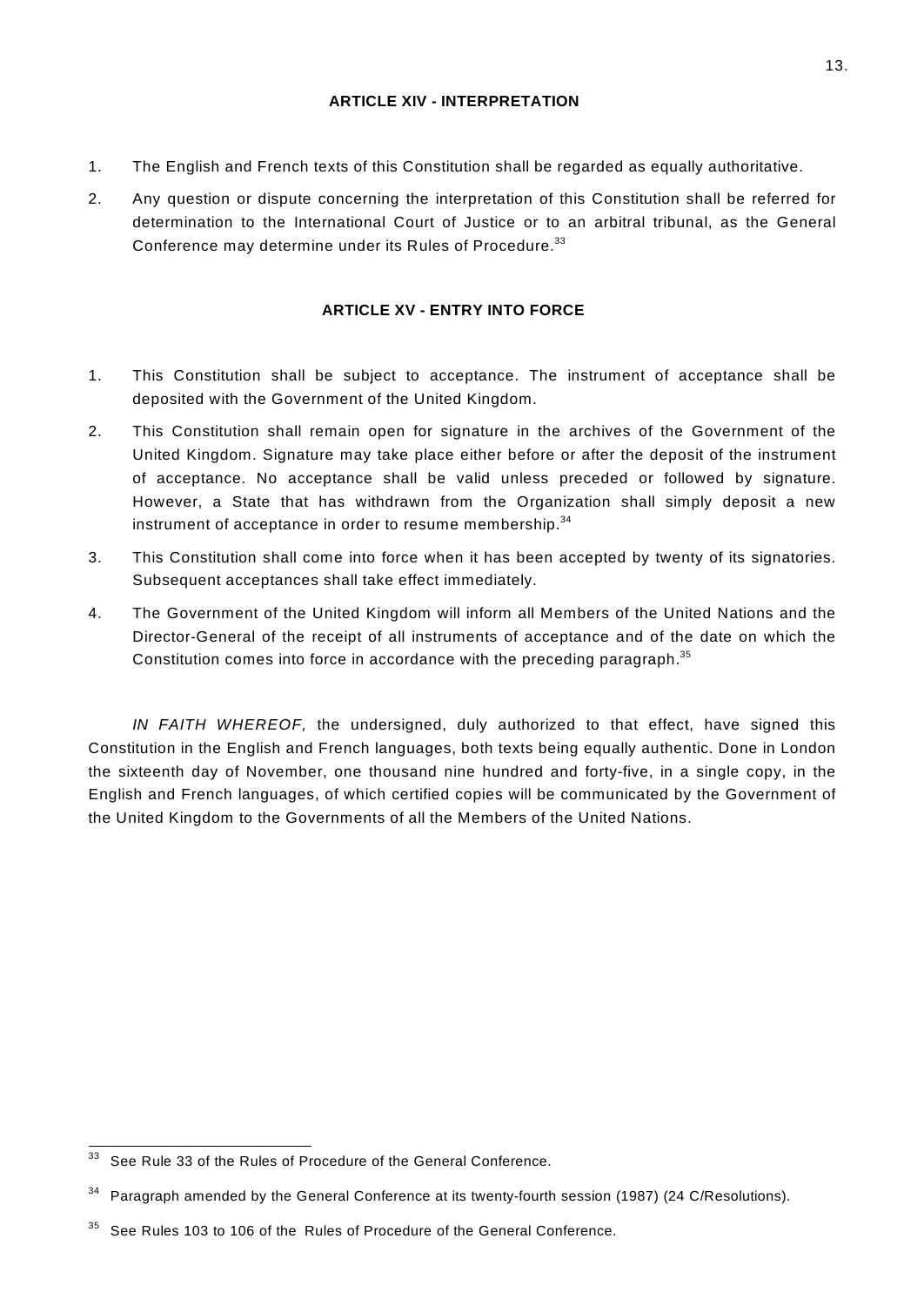## ARTICLE XIV - INTERPRETATION

1. The English and French texts of this Constitution shall be regarded as equally authoritative.
2. Any question or dispute concerning the interpretation of this Constitution shall be referred for determination to the International Court of Justice or to an arbitral tribunal, as the General Conference may determine under its Rules of Procedure.[33]

## ARTICLE XV - ENTRY INTO FORCE

1. This Constitution shall be subject to acceptance. The instrument of acceptance shall be deposited with the Government of the United Kingdom.
2. This Constitution shall remain open for signature in the archives of the Government of the United Kingdom. Signature may take place either before or after the deposit of the instrument of acceptance. No acceptance shall be valid unless preceded or followed by signature. However, a State that has withdrawn from the Organization shall simply deposit a new instrument of acceptance in order to resume membership.[34]
3. This Constitution shall come into force when it has been accepted by twenty of its signatories. Subsequent acceptances shall take effect immediately.
4. The Government of the United Kingdom will inform all Members of the United Nations and the Director-General of the receipt of all instruments of acceptance and of the date on which the Constitution comes into force in accordance with the preceding paragraph.[35]

*IN FAITH WHEREOF,* the undersigned, duly authorized to that effect, have signed this Constitution in the English and French languages, both texts being equally authentic. Done in London the sixteenth day of November, one thousand nine hundred and forty-five, in a single copy, in the English and French languages, of which certified copies will be communicated by the Government of the United Kingdom to the Governments of all the Members of the United Nations.

---

[33] See Rule 33 of the Rules of Procedure of the General Conference.

[34] Paragraph amended by the General Conference at its twenty-fourth session (1987) (24 C/Resolutions).

[35] See Rules 103 to 106 of the Rules of Procedure of the General Conference.